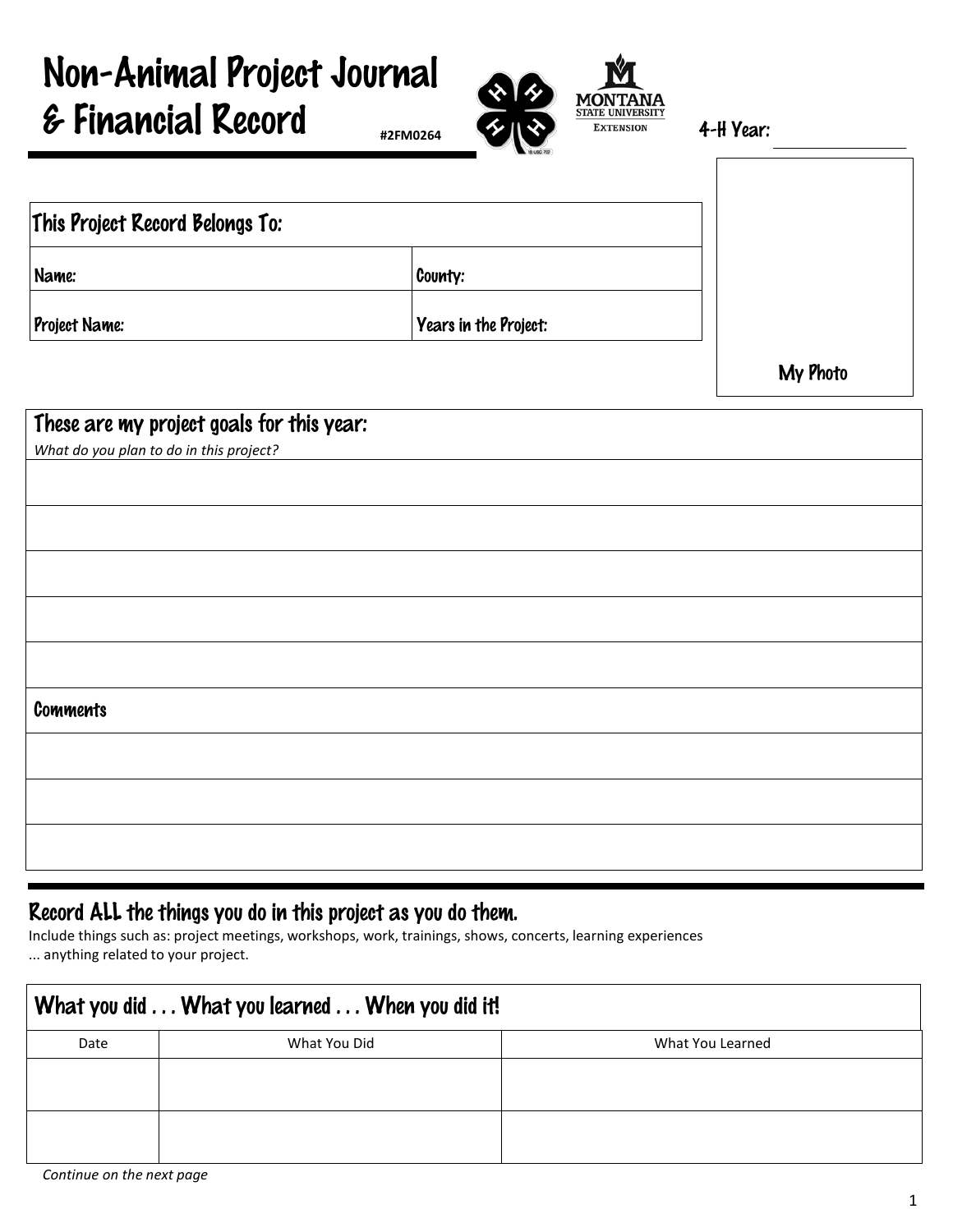# Non-Animal Project Journal & Financial Record

#2FM0264

4-H Year: ____________

| This Project Record Belongs To: | |
|---|---|
| Name: | County: |
| Project Name: | Years in the Project: |

My Photo

| These are my project goals for this year:<br>*What do you plan to do in this project?* |
|---|
| |
| |
| |
| |
| |
| **Comments** |
| |
| |
| |

## Record ALL the things you do in this project as you do them.

Include things such as: project meetings, workshops, work, trainings, shows, concerts, learning experiences ... anything related to your project.

### What you did . . . What you learned . . . When you did it!

| Date | What You Did | What You Learned |
|---|---|---|
| | | |
| | | |

*Continue on the next page*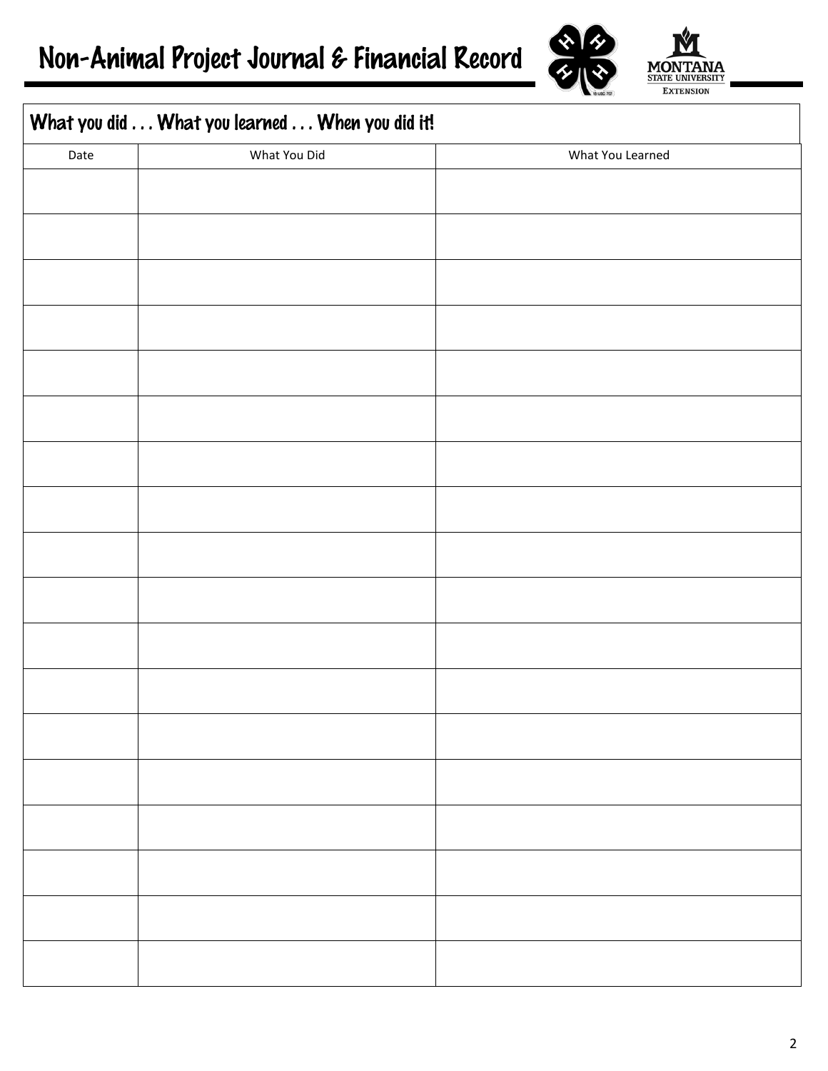# Non-Animal Project Journal & Financial Record

## What you did . . . What you learned . . . When you did it!

| Date | What You Did | What You Learned |
|---|---|---|
| | | |
| | | |
| | | |
| | | |
| | | |
| | | |
| | | |
| | | |
| | | |
| | | |
| | | |
| | | |
| | | |
| | | |
| | | |
| | | |
| | | |
| | | |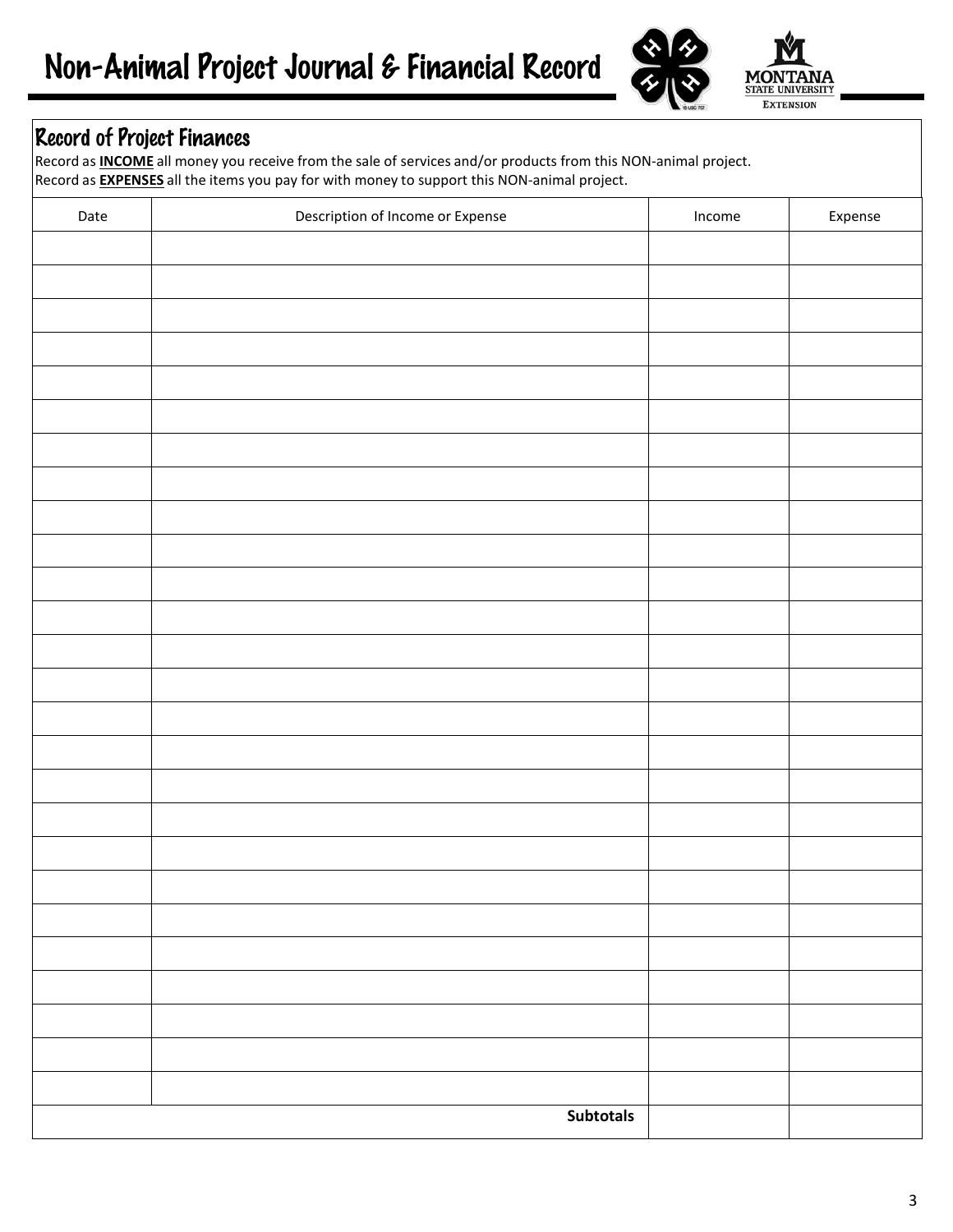# Non-Animal Project Journal & Financial Record

## Record of Project Finances

Record as **INCOME** all money you receive from the sale of services and/or products from this NON-animal project.
Record as **EXPENSES** all the items you pay for with money to support this NON-animal project.

| Date | Description of Income or Expense | Income | Expense |
|---|---|---|---|
| | | | |
| | | | |
| | | | |
| | | | |
| | | | |
| | | | |
| | | | |
| | | | |
| | | | |
| | | | |
| | | | |
| | | | |
| | | | |
| | | | |
| | | | |
| | | | |
| | | | |
| | | | |
| | | | |
| | | | |
| | | | |
| | | | |
| | | | |
| | | | |
| | | | |
| | | | |
| | **Subtotals** | | |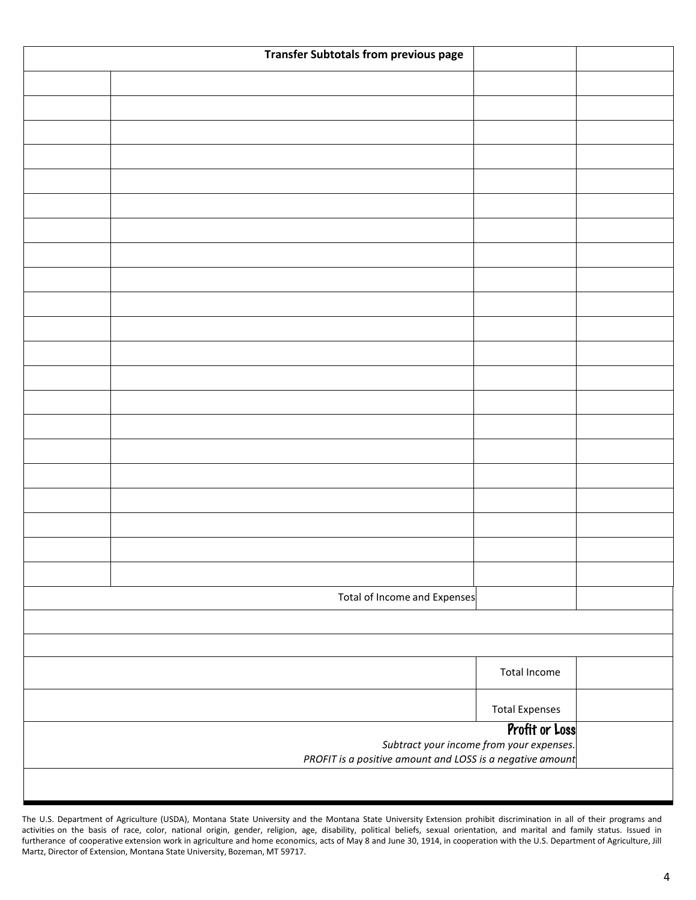| | | | |
|---|---|---|---|
| **Transfer Subtotals from previous page** | | | |
| | | | |
| | | | |
| | | | |
| | | | |
| | | | |
| | | | |
| | | | |
| | | | |
| | | | |
| | | | |
| | | | |
| | | | |
| | | | |
| | | | |
| | | | |
| | | | |
| | | | |
| | | | |
| | | | |
| | | | |
| | | | |
| Total of Income and Expenses | | | |
| | | | |
| | | | |
| | | Total Income | |
| | | Total Expenses | |
| **Profit or Loss** *Subtract your income from your expenses. PROFIT is a positive amount and LOSS is a negative amount* | | | |
| | | | |

The U.S. Department of Agriculture (USDA), Montana State University and the Montana State University Extension prohibit discrimination in all of their programs and activities on the basis of race, color, national origin, gender, religion, age, disability, political beliefs, sexual orientation, and marital and family status. Issued in furtherance of cooperative extension work in agriculture and home economics, acts of May 8 and June 30, 1914, in cooperation with the U.S. Department of Agriculture, Jill Martz, Director of Extension, Montana State University, Bozeman, MT 59717.